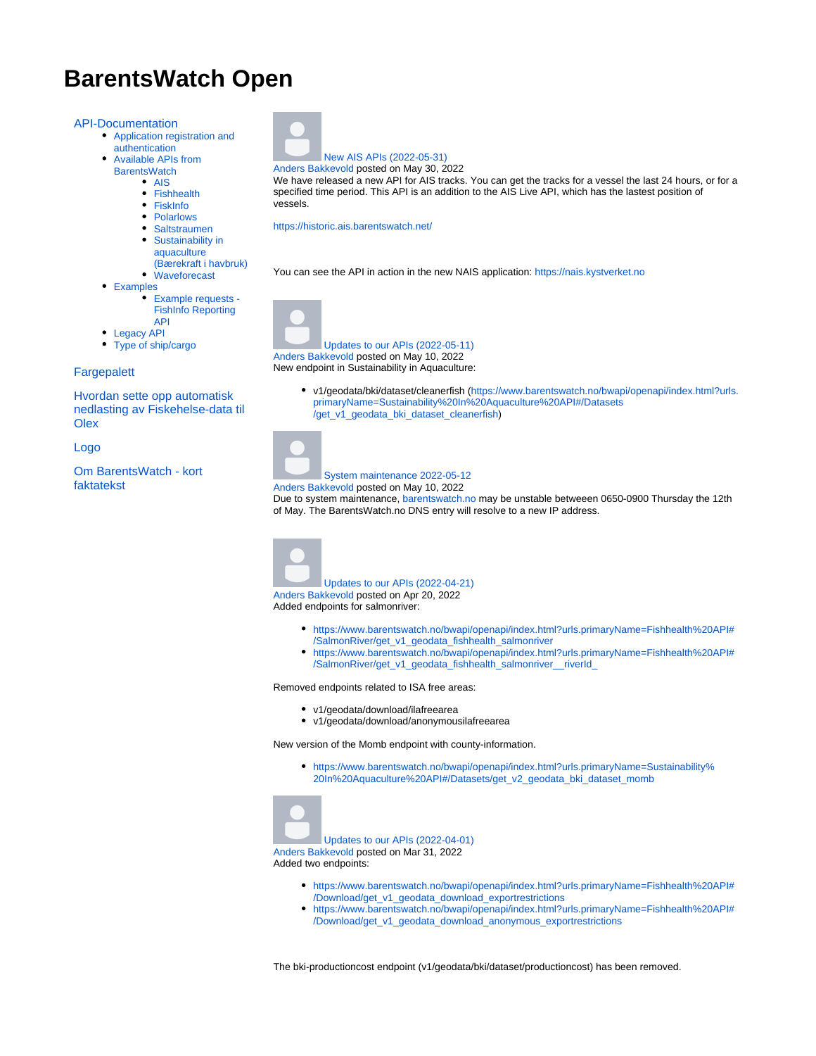# BarentsWatch Open

- API-Documentation
  - Application registration and authentication
  - Available APIs from BarentsWatch
    - AIS
    - Fishhealth
    - FiskInfo
    - Polarlows
    - Saltstraumen
    - Sustainability in aquaculture (Bærekraft i havbruk)
    - Waveforecast
  - Examples
    - Example requests - FishInfo Reporting API
  - Legacy API
  - Type of ship/cargo
- Fargepalett
- Hvordan sette opp automatisk nedlasting av Fiskehelse-data til Olex
- Logo
- Om BarentsWatch - kort faktatekst

## New AIS APIs (2022-05-31)

Anders Bakkevold posted on May 30, 2022

We have released a new API for AIS tracks. You can get the tracks for a vessel the last 24 hours, or for a specified time period. This API is an addition to the AIS Live API, which has the lastest position of vessels.

https://historic.ais.barentswatch.net/

You can see the API in action in the new NAIS application: https://nais.kystverket.no

## Updates to our APIs (2022-05-11)

Anders Bakkevold posted on May 10, 2022

New endpoint in Sustainability in Aquaculture:

- v1/geodata/bki/dataset/cleanerfish (https://www.barentswatch.no/bwapi/openapi/index.html?urls.primaryName=Sustainability%20In%20Aquaculture%20API#/Datasets/get_v1_geodata_bki_dataset_cleanerfish)

## System maintenance 2022-05-12

Anders Bakkevold posted on May 10, 2022

Due to system maintenance, barentswatch.no may be unstable betweeen 0650-0900 Thursday the 12th of May. The BarentsWatch.no DNS entry will resolve to a new IP address.

## Updates to our APIs (2022-04-21)

Anders Bakkevold posted on Apr 20, 2022

Added endpoints for salmonriver:

- https://www.barentswatch.no/bwapi/openapi/index.html?urls.primaryName=Fishhealth%20API#/SalmonRiver/get_v1_geodata_fishhealth_salmonriver
- https://www.barentswatch.no/bwapi/openapi/index.html?urls.primaryName=Fishhealth%20API#/SalmonRiver/get_v1_geodata_fishhealth_salmonriver__riverId_

Removed endpoints related to ISA free areas:

- v1/geodata/download/ilafreearea
- v1/geodata/download/anonymousilafreearea

New version of the Momb endpoint with county-information.

- https://www.barentswatch.no/bwapi/openapi/index.html?urls.primaryName=Sustainability%20In%20Aquaculture%20API#/Datasets/get_v2_geodata_bki_dataset_momb

## Updates to our APIs (2022-04-01)

Anders Bakkevold posted on Mar 31, 2022

Added two endpoints:

- https://www.barentswatch.no/bwapi/openapi/index.html?urls.primaryName=Fishhealth%20API#/Download/get_v1_geodata_download_exportrestrictions
- https://www.barentswatch.no/bwapi/openapi/index.html?urls.primaryName=Fishhealth%20API#/Download/get_v1_geodata_download_anonymous_exportrestrictions

The bki-productioncost endpoint (v1/geodata/bki/dataset/productioncost) has been removed.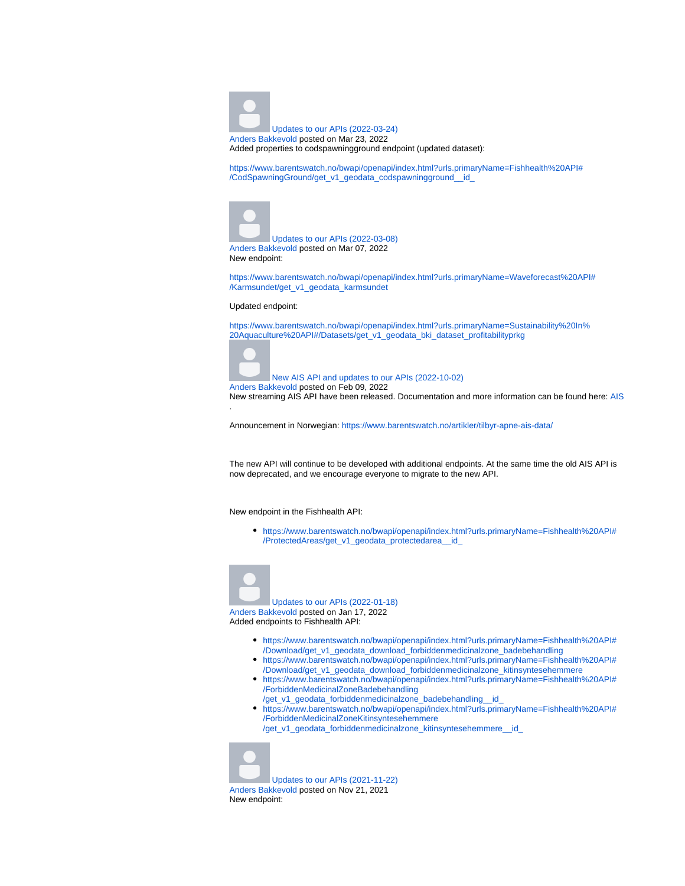Updates to our APIs (2022-03-24)

Anders Bakkevold posted on Mar 23, 2022

Added properties to codspawningground endpoint (updated dataset):

https://www.barentswatch.no/bwapi/openapi/index.html?urls.primaryName=Fishhealth%20API#/CodSpawningGround/get_v1_geodata_codspawningground__id_

Updates to our APIs (2022-03-08)

Anders Bakkevold posted on Mar 07, 2022

New endpoint:

https://www.barentswatch.no/bwapi/openapi/index.html?urls.primaryName=Waveforecast%20API#/Karmsundet/get_v1_geodata_karmsundet

Updated endpoint:

https://www.barentswatch.no/bwapi/openapi/index.html?urls.primaryName=Sustainability%20In%20Aquaculture%20API#/Datasets/get_v1_geodata_bki_dataset_profitabilityprkg

New AIS API and updates to our APIs (2022-10-02)

Anders Bakkevold posted on Feb 09, 2022

New streaming AIS API have been released. Documentation and more information can be found here: AIS .

Announcement in Norwegian: https://www.barentswatch.no/artikler/tilbyr-apne-ais-data/

The new API will continue to be developed with additional endpoints. At the same time the old AIS API is now deprecated, and we encourage everyone to migrate to the new API.

New endpoint in the Fishhealth API:

- https://www.barentswatch.no/bwapi/openapi/index.html?urls.primaryName=Fishhealth%20API#/ProtectedAreas/get_v1_geodata_protectedarea__id_

Updates to our APIs (2022-01-18)

Anders Bakkevold posted on Jan 17, 2022

Added endpoints to Fishhealth API:

- https://www.barentswatch.no/bwapi/openapi/index.html?urls.primaryName=Fishhealth%20API#/Download/get_v1_geodata_download_forbiddenmedicinalzone_badebehandling
- https://www.barentswatch.no/bwapi/openapi/index.html?urls.primaryName=Fishhealth%20API#/Download/get_v1_geodata_download_forbiddenmedicinalzone_kitinsyntesehemmere
- https://www.barentswatch.no/bwapi/openapi/index.html?urls.primaryName=Fishhealth%20API#/ForbiddenMedicinalZoneBadebehandling/get_v1_geodata_forbiddenmedicinalzone_badebehandling__id_
- https://www.barentswatch.no/bwapi/openapi/index.html?urls.primaryName=Fishhealth%20API#/ForbiddenMedicinalZoneKitinsyntesehemmere/get_v1_geodata_forbiddenmedicinalzone_kitinsyntesehemmere__id_

Updates to our APIs (2021-11-22)

Anders Bakkevold posted on Nov 21, 2021

New endpoint: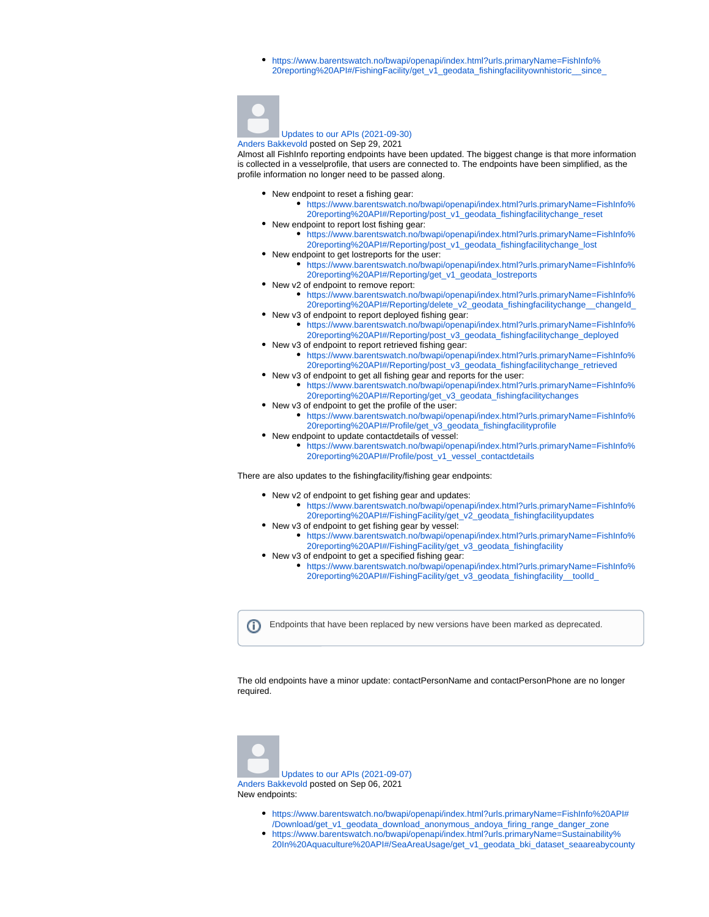- https://www.barentswatch.no/bwapi/openapi/index.html?urls.primaryName=FishInfo%20reporting%20API#/FishingFacility/get_v1_geodata_fishingfacilityownhistoric__since_

Updates to our APIs (2021-09-30)

Anders Bakkevold posted on Sep 29, 2021

Almost all FishInfo reporting endpoints have been updated. The biggest change is that more information is collected in a vesselprofile, that users are connected to. The endpoints have been simplified, as the profile information no longer need to be passed along.

- New endpoint to reset a fishing gear:
  - https://www.barentswatch.no/bwapi/openapi/index.html?urls.primaryName=FishInfo%20reporting%20API#/Reporting/post_v1_geodata_fishingfacilitychange_reset
- New endpoint to report lost fishing gear:
  - https://www.barentswatch.no/bwapi/openapi/index.html?urls.primaryName=FishInfo%20reporting%20API#/Reporting/post_v1_geodata_fishingfacilitychange_lost
- New endpoint to get lostreports for the user:
  - https://www.barentswatch.no/bwapi/openapi/index.html?urls.primaryName=FishInfo%20reporting%20API#/Reporting/get_v1_geodata_lostreports
- New v2 of endpoint to remove report:
  - https://www.barentswatch.no/bwapi/openapi/index.html?urls.primaryName=FishInfo%20reporting%20API#/Reporting/delete_v2_geodata_fishingfacilitychange__changeId_
- New v3 of endpoint to report deployed fishing gear:
  - https://www.barentswatch.no/bwapi/openapi/index.html?urls.primaryName=FishInfo%20reporting%20API#/Reporting/post_v3_geodata_fishingfacilitychange_deployed
- New v3 of endpoint to report retrieved fishing gear:
  - https://www.barentswatch.no/bwapi/openapi/index.html?urls.primaryName=FishInfo%20reporting%20API#/Reporting/post_v3_geodata_fishingfacilitychange_retrieved
- New v3 of endpoint to get all fishing gear and reports for the user:
  - https://www.barentswatch.no/bwapi/openapi/index.html?urls.primaryName=FishInfo%20reporting%20API#/Reporting/get_v3_geodata_fishingfacilitychanges
- New v3 of endpoint to get the profile of the user:
  - https://www.barentswatch.no/bwapi/openapi/index.html?urls.primaryName=FishInfo%20reporting%20API#/Profile/get_v3_geodata_fishingfacilityprofile
- New endpoint to update contactdetails of vessel:
  - https://www.barentswatch.no/bwapi/openapi/index.html?urls.primaryName=FishInfo%20reporting%20API#/Profile/post_v1_vessel_contactdetails

There are also updates to the fishingfacility/fishing gear endpoints:

- New v2 of endpoint to get fishing gear and updates:
  - https://www.barentswatch.no/bwapi/openapi/index.html?urls.primaryName=FishInfo%20reporting%20API#/FishingFacility/get_v2_geodata_fishingfacilityupdates
- New v3 of endpoint to get fishing gear by vessel:
  - https://www.barentswatch.no/bwapi/openapi/index.html?urls.primaryName=FishInfo%20reporting%20API#/FishingFacility/get_v3_geodata_fishingfacility
- New v3 of endpoint to get a specified fishing gear:
  - https://www.barentswatch.no/bwapi/openapi/index.html?urls.primaryName=FishInfo%20reporting%20API#/FishingFacility/get_v3_geodata_fishingfacility__toolId_

> ⓘ Endpoints that have been replaced by new versions have been marked as deprecated.

The old endpoints have a minor update: contactPersonName and contactPersonPhone are no longer required.

Updates to our APIs (2021-09-07)

Anders Bakkevold posted on Sep 06, 2021

New endpoints:

- https://www.barentswatch.no/bwapi/openapi/index.html?urls.primaryName=FishInfo%20API#/Download/get_v1_geodata_download_anonymous_andoya_firing_range_danger_zone
- https://www.barentswatch.no/bwapi/openapi/index.html?urls.primaryName=Sustainability%20In%20Aquaculture%20API#/SeaAreaUsage/get_v1_geodata_bki_dataset_seaareabycounty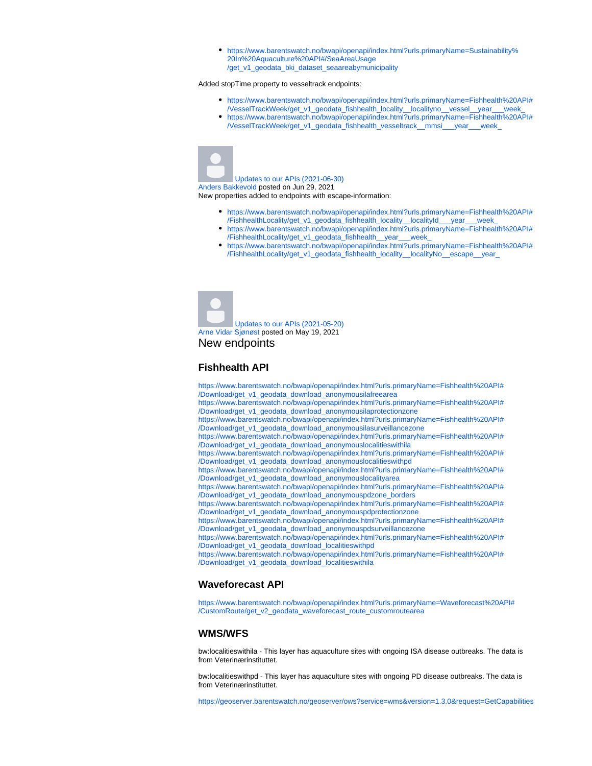- https://www.barentswatch.no/bwapi/openapi/index.html?urls.primaryName=Sustainability%20In%20Aquaculture%20API#/SeaAreaUsage/get_v1_geodata_bki_dataset_seaareabymunicipality

Added stopTime property to vesseltrack endpoints:

- https://www.barentswatch.no/bwapi/openapi/index.html?urls.primaryName=Fishhealth%20API#/VesselTrackWeek/get_v1_geodata_fishhealth_locality__localityno__vessel__year___week_
- https://www.barentswatch.no/bwapi/openapi/index.html?urls.primaryName=Fishhealth%20API#/VesselTrackWeek/get_v1_geodata_fishhealth_vesseltrack__mmsi___year___week_

Updates to our APIs (2021-06-30)

Anders Bakkevold posted on Jun 29, 2021

New properties added to endpoints with escape-information:

- https://www.barentswatch.no/bwapi/openapi/index.html?urls.primaryName=Fishhealth%20API#/FishhealthLocality/get_v1_geodata_fishhealth_locality__localityId___year___week_
- https://www.barentswatch.no/bwapi/openapi/index.html?urls.primaryName=Fishhealth%20API#/FishhealthLocality/get_v1_geodata_fishhealth__year___week_
- https://www.barentswatch.no/bwapi/openapi/index.html?urls.primaryName=Fishhealth%20API#/FishhealthLocality/get_v1_geodata_fishhealth_locality__localityNo__escape__year_

Updates to our APIs (2021-05-20)

Arne Vidar Sjønøst posted on May 19, 2021

# New endpoints

## Fishhealth API

https://www.barentswatch.no/bwapi/openapi/index.html?urls.primaryName=Fishhealth%20API#/Download/get_v1_geodata_download_anonymousilafreearea
https://www.barentswatch.no/bwapi/openapi/index.html?urls.primaryName=Fishhealth%20API#/Download/get_v1_geodata_download_anonymousilaprotectionzone
https://www.barentswatch.no/bwapi/openapi/index.html?urls.primaryName=Fishhealth%20API#/Download/get_v1_geodata_download_anonymousilasurveillancezone
https://www.barentswatch.no/bwapi/openapi/index.html?urls.primaryName=Fishhealth%20API#/Download/get_v1_geodata_download_anonymouslocalitieswithila
https://www.barentswatch.no/bwapi/openapi/index.html?urls.primaryName=Fishhealth%20API#/Download/get_v1_geodata_download_anonymouslocalitieswithpd
https://www.barentswatch.no/bwapi/openapi/index.html?urls.primaryName=Fishhealth%20API#/Download/get_v1_geodata_download_anonymouslocalityarea
https://www.barentswatch.no/bwapi/openapi/index.html?urls.primaryName=Fishhealth%20API#/Download/get_v1_geodata_download_anonymouspdzone_borders
https://www.barentswatch.no/bwapi/openapi/index.html?urls.primaryName=Fishhealth%20API#/Download/get_v1_geodata_download_anonymouspdprotectionzone
https://www.barentswatch.no/bwapi/openapi/index.html?urls.primaryName=Fishhealth%20API#/Download/get_v1_geodata_download_anonymouspdsurveillancezone
https://www.barentswatch.no/bwapi/openapi/index.html?urls.primaryName=Fishhealth%20API#/Download/get_v1_geodata_download_localitieswithpd
https://www.barentswatch.no/bwapi/openapi/index.html?urls.primaryName=Fishhealth%20API#/Download/get_v1_geodata_download_localitieswithila

## Waveforecast API

https://www.barentswatch.no/bwapi/openapi/index.html?urls.primaryName=Waveforecast%20API#/CustomRoute/get_v2_geodata_waveforecast_route_customroutearea

## WMS/WFS

bw:localitieswithila - This layer has aquaculture sites with ongoing ISA disease outbreaks. The data is from Veterinærinstituttet.

bw:localitieswithpd - This layer has aquaculture sites with ongoing PD disease outbreaks. The data is from Veterinærinstituttet.

https://geoserver.barentswatch.no/geoserver/ows?service=wms&version=1.3.0&request=GetCapabilities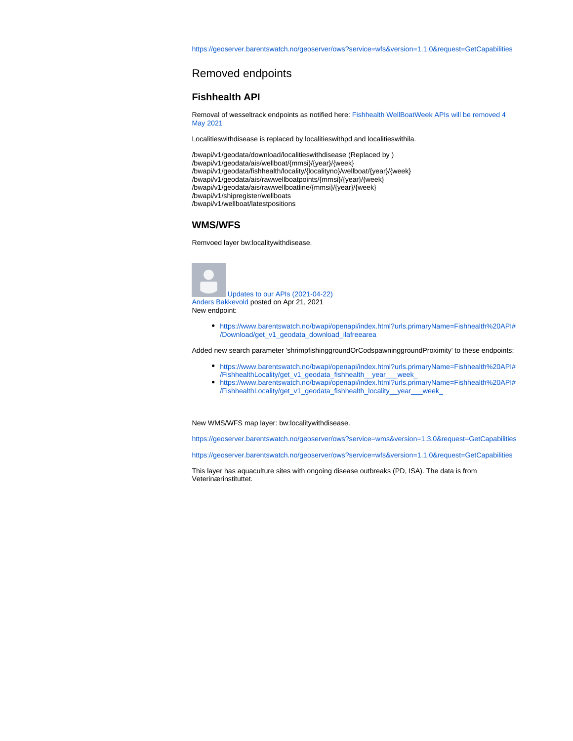https://geoserver.barentswatch.no/geoserver/ows?service=wfs&version=1.1.0&request=GetCapabilities

## Removed endpoints

### Fishhealth API

Removal of wesseltrack endpoints as notified here: Fishhealth WellBoatWeek APIs will be removed 4 May 2021

Localitieswithdisease is replaced by localitieswithpd and localitieswithila.

/bwapi/v1/geodata/download/localitieswithdisease (Replaced by )
/bwapi/v1/geodata/ais/wellboat/{mmsi}/{year}/{week}
/bwapi/v1/geodata/fishhealth/locality/{localityno}/wellboat/{year}/{week}
/bwapi/v1/geodata/ais/rawwellboatpoints/{mmsi}/{year}/{week}
/bwapi/v1/geodata/ais/rawwellboatline/{mmsi}/{year}/{week}
/bwapi/v1/shipregister/wellboats
/bwapi/v1/wellboat/latestpositions

### WMS/WFS

Remvoed layer bw:localitywithdisease.

Updates to our APIs (2021-04-22)
Anders Bakkevold posted on Apr 21, 2021
New endpoint:

- https://www.barentswatch.no/bwapi/openapi/index.html?urls.primaryName=Fishhealth%20API#/Download/get_v1_geodata_download_ilafreearea

Added new search parameter 'shrimpfishinggroundOrCodspawninggroundProximity' to these endpoints:

- https://www.barentswatch.no/bwapi/openapi/index.html?urls.primaryName=Fishhealth%20API#/FishhealthLocality/get_v1_geodata_fishhealth__year___week_
- https://www.barentswatch.no/bwapi/openapi/index.html?urls.primaryName=Fishhealth%20API#/FishhealthLocality/get_v1_geodata_fishhealth_locality__year___week_

New WMS/WFS map layer: bw:localitywithdisease.

https://geoserver.barentswatch.no/geoserver/ows?service=wms&version=1.3.0&request=GetCapabilities

https://geoserver.barentswatch.no/geoserver/ows?service=wfs&version=1.1.0&request=GetCapabilities

This layer has aquaculture sites with ongoing disease outbreaks (PD, ISA). The data is from Veterinærinstituttet.